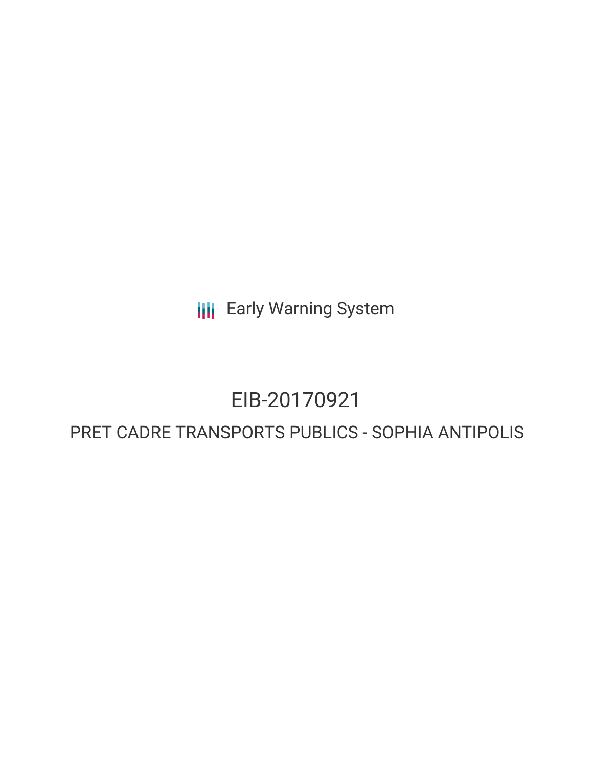Early Warning System

# EIB-20170921

## PRET CADRE TRANSPORTS PUBLICS - SOPHIA ANTIPOLIS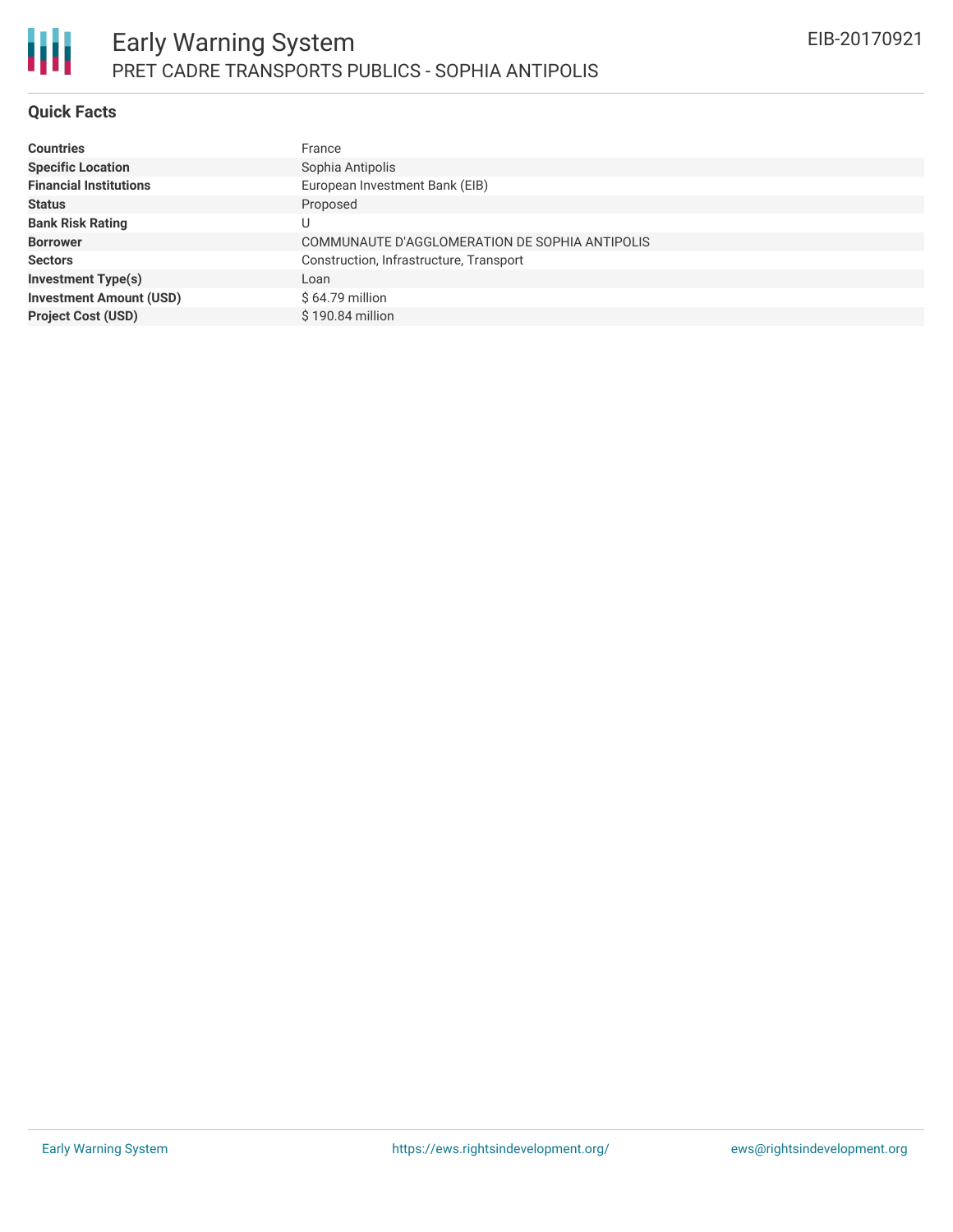## Quick Facts

| | |
|---|---|
| **Countries** | France |
| **Specific Location** | Sophia Antipolis |
| **Financial Institutions** | European Investment Bank (EIB) |
| **Status** | Proposed |
| **Bank Risk Rating** | U |
| **Borrower** | COMMUNAUTE D'AGGLOMERATION DE SOPHIA ANTIPOLIS |
| **Sectors** | Construction, Infrastructure, Transport |
| **Investment Type(s)** | Loan |
| **Investment Amount (USD)** | $ 64.79 million |
| **Project Cost (USD)** | $ 190.84 million |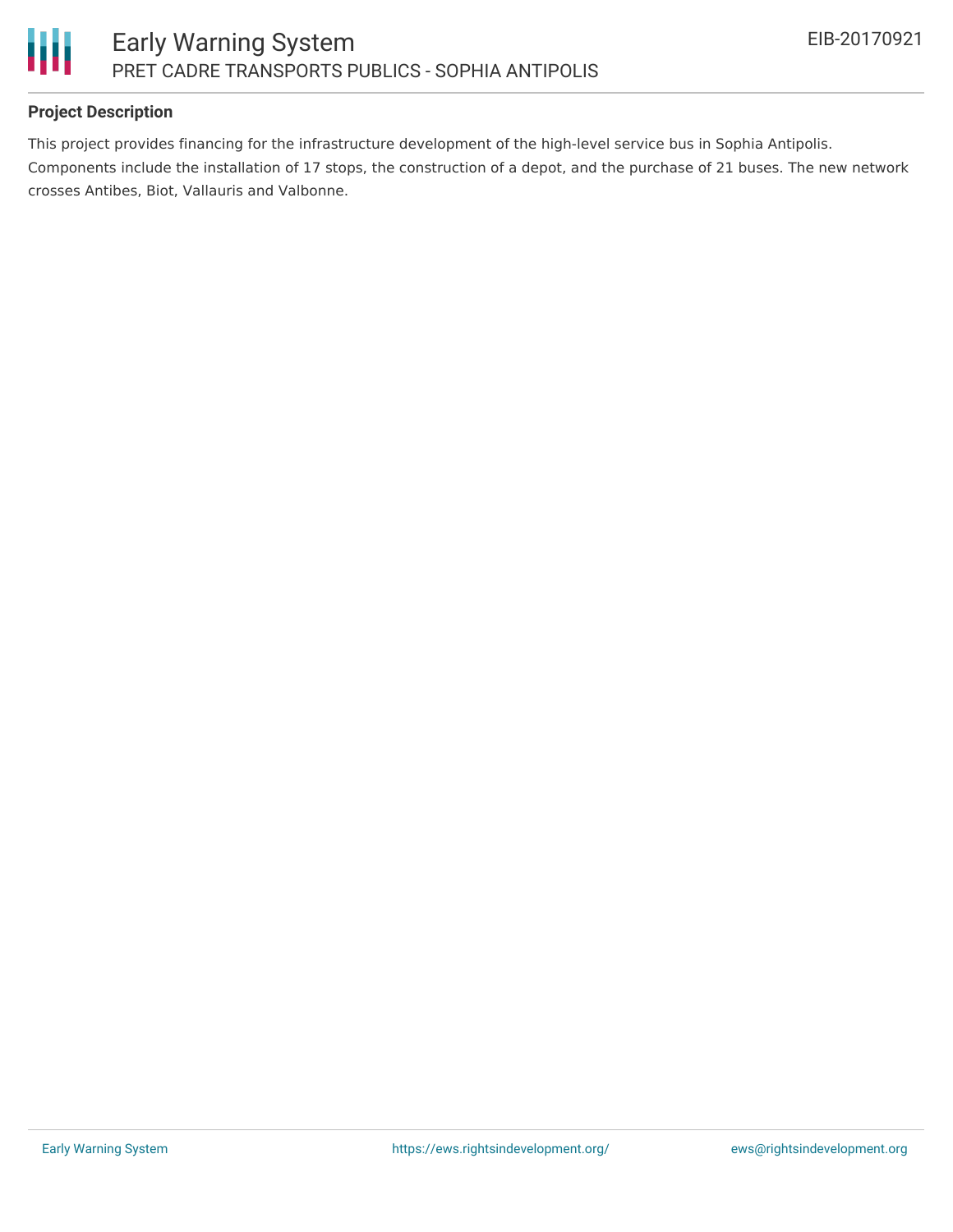## Project Description

This project provides financing for the infrastructure development of the high-level service bus in Sophia Antipolis. Components include the installation of 17 stops, the construction of a depot, and the purchase of 21 buses. The new network crosses Antibes, Biot, Vallauris and Valbonne.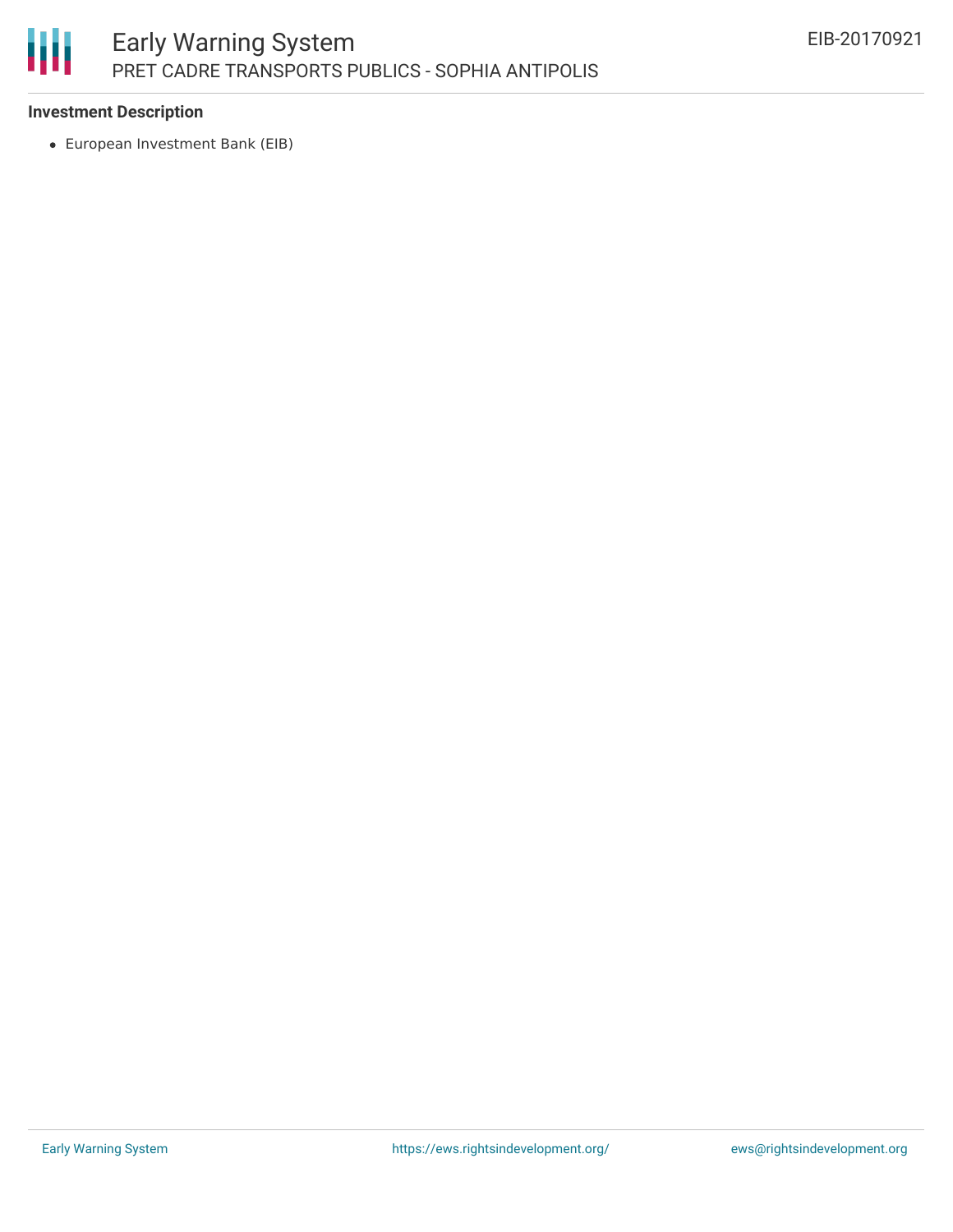**Investment Description**

- European Investment Bank (EIB)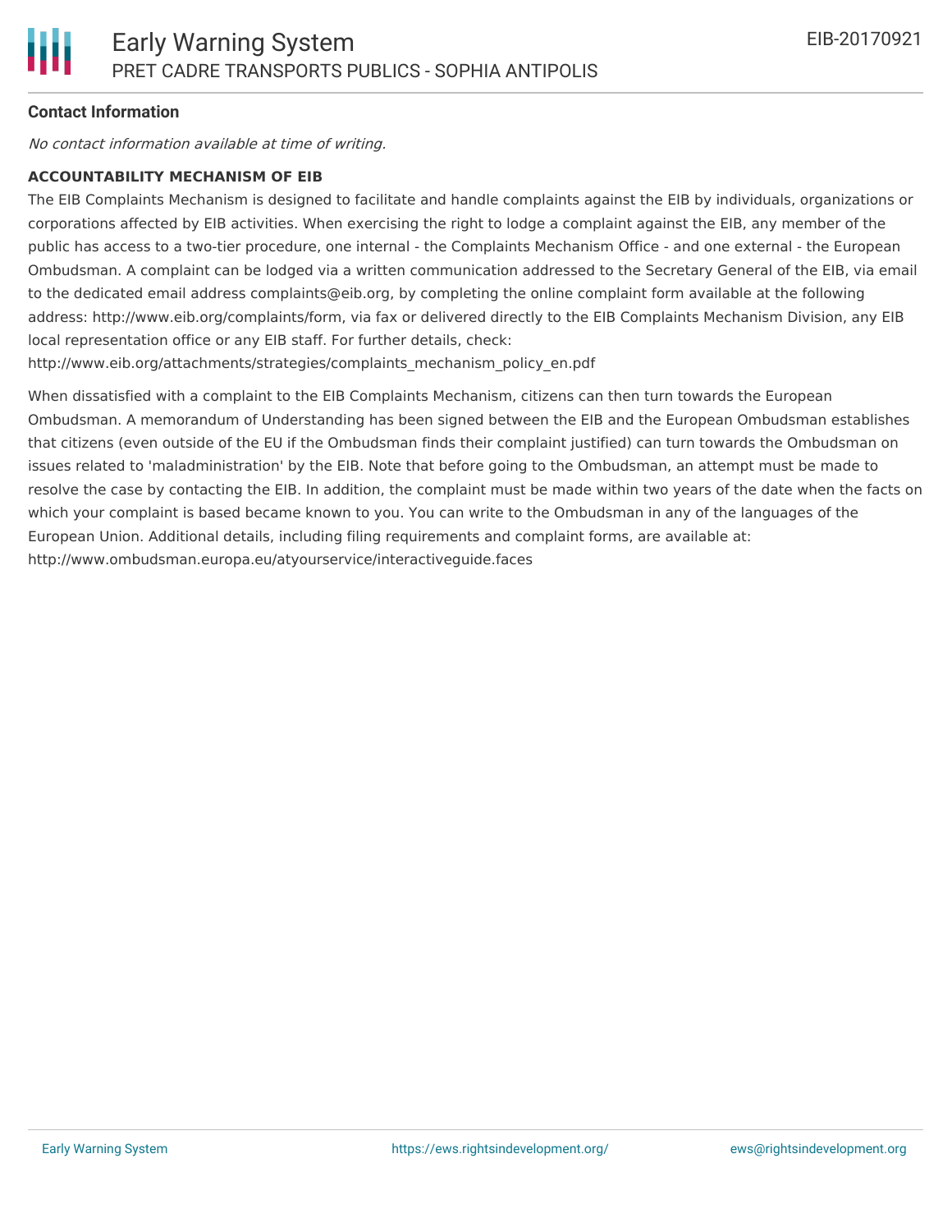## Contact Information

*No contact information available at time of writing.*

### ACCOUNTABILITY MECHANISM OF EIB

The EIB Complaints Mechanism is designed to facilitate and handle complaints against the EIB by individuals, organizations or corporations affected by EIB activities. When exercising the right to lodge a complaint against the EIB, any member of the public has access to a two-tier procedure, one internal - the Complaints Mechanism Office - and one external - the European Ombudsman. A complaint can be lodged via a written communication addressed to the Secretary General of the EIB, via email to the dedicated email address complaints@eib.org, by completing the online complaint form available at the following address: http://www.eib.org/complaints/form, via fax or delivered directly to the EIB Complaints Mechanism Division, any EIB local representation office or any EIB staff. For further details, check: http://www.eib.org/attachments/strategies/complaints_mechanism_policy_en.pdf

When dissatisfied with a complaint to the EIB Complaints Mechanism, citizens can then turn towards the European Ombudsman. A memorandum of Understanding has been signed between the EIB and the European Ombudsman establishes that citizens (even outside of the EU if the Ombudsman finds their complaint justified) can turn towards the Ombudsman on issues related to 'maladministration' by the EIB. Note that before going to the Ombudsman, an attempt must be made to resolve the case by contacting the EIB. In addition, the complaint must be made within two years of the date when the facts on which your complaint is based became known to you. You can write to the Ombudsman in any of the languages of the European Union. Additional details, including filing requirements and complaint forms, are available at: http://www.ombudsman.europa.eu/atyourservice/interactiveguide.faces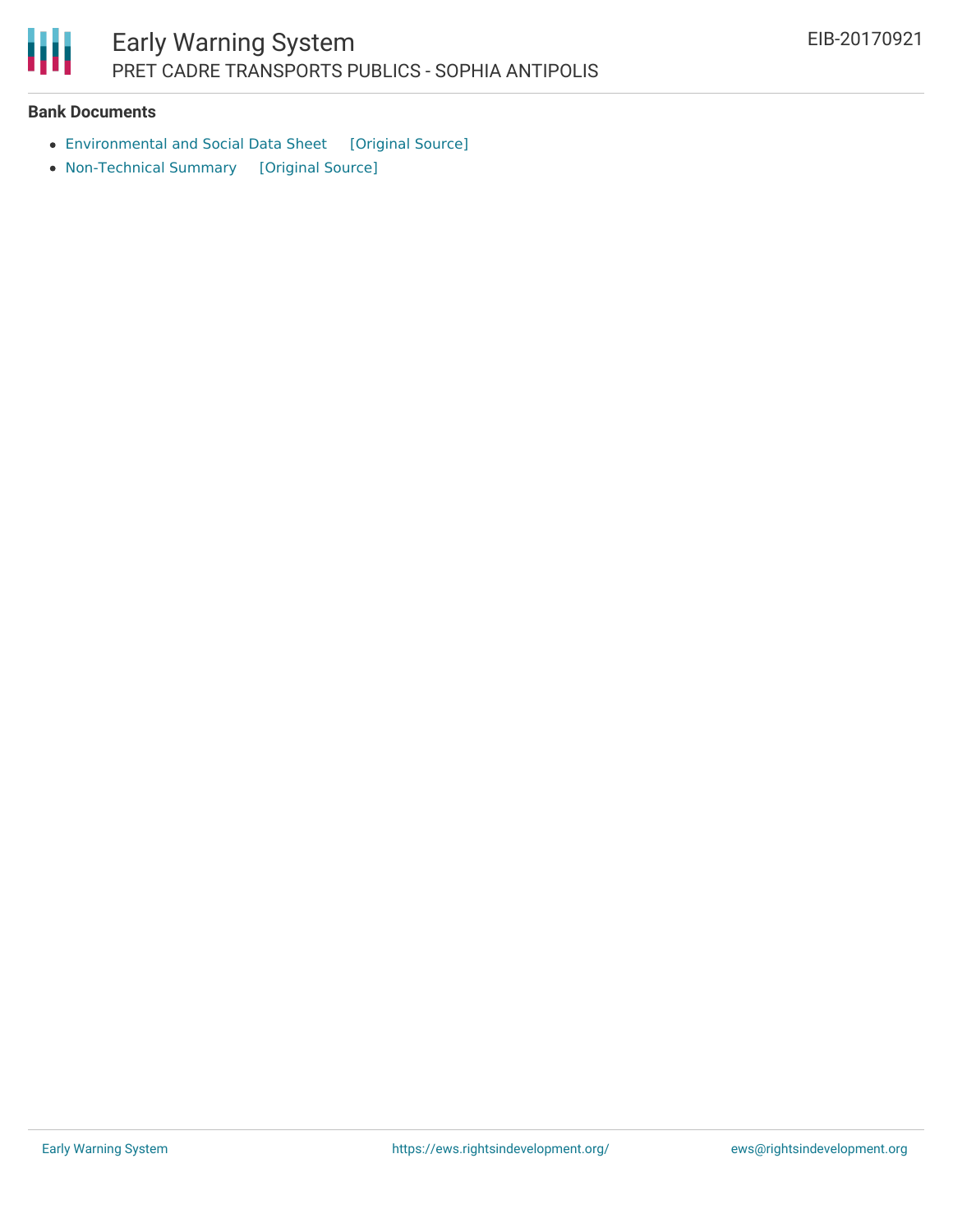**Bank Documents**

- Environmental and Social Data Sheet [Original Source]
- Non-Technical Summary [Original Source]